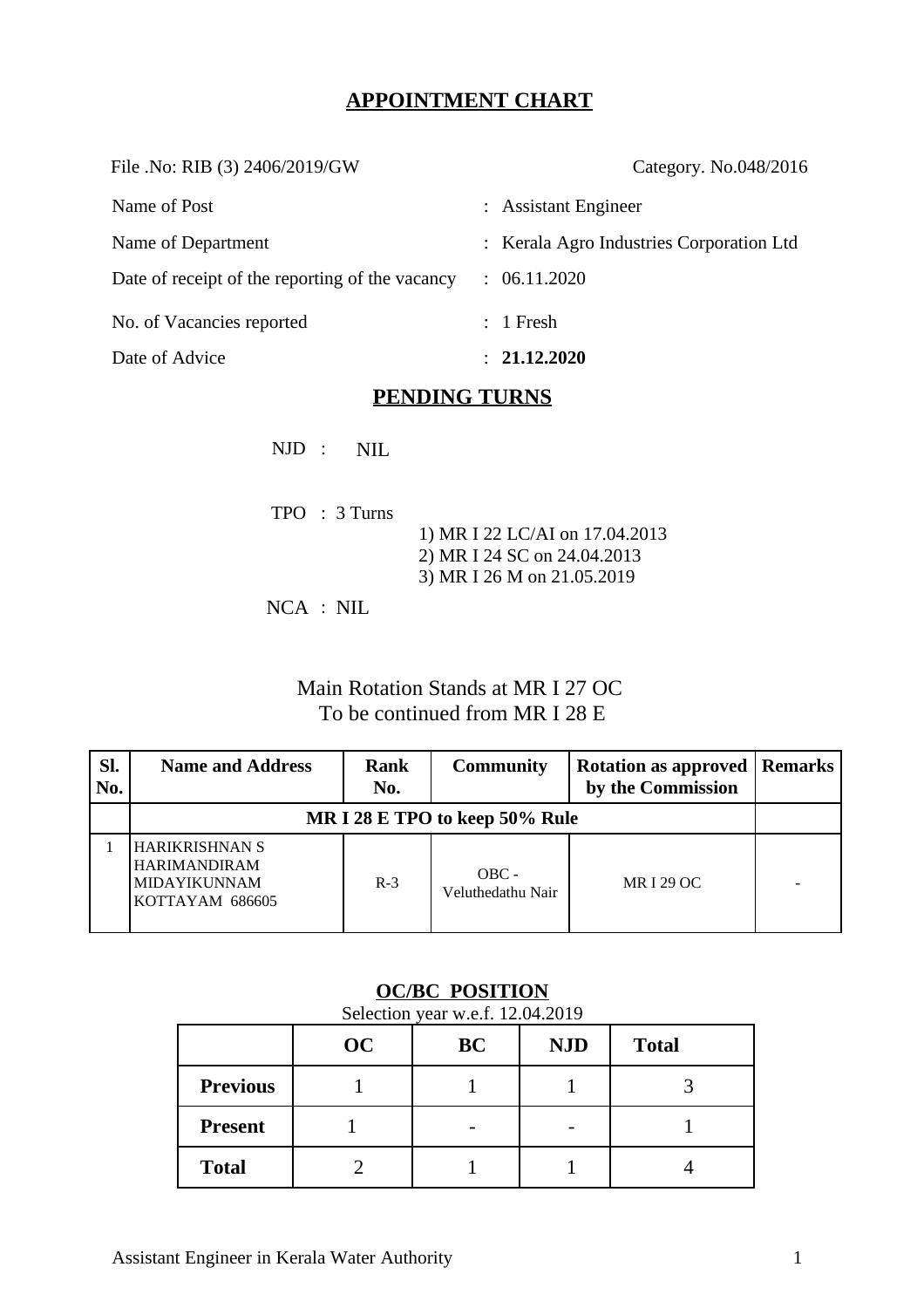# APPOINTMENT CHART

File .No: RIB (3) 2406/2019/GW Category. No.048/2016

| | |
|---|---|
| Name of Post | : Assistant Engineer |
| Name of Department | : Kerala Agro Industries Corporation Ltd |
| Date of receipt of the reporting of the vacancy | : 06.11.2020 |
| No. of Vacancies reported | : 1 Fresh |
| Date of Advice | : **21.12.2020** |

## PENDING TURNS

NJD : NIL

TPO : 3 Turns

1) MR I 22 LC/AI on 17.04.2013
2) MR I 24 SC on 24.04.2013
3) MR I 26 M on 21.05.2019

NCA : NIL

Main Rotation Stands at MR I 27 OC
To be continued from MR I 28 E

| Sl. No. | Name and Address | Rank No. | Community | Rotation as approved by the Commission | Remarks |
|---|---|---|---|---|---|
| | **MR I 28 E TPO to keep 50% Rule** | | | | |
| 1 | HARIKRISHNAN S HARIMANDIRAM MIDAYIKUNNAM KOTTAYAM 686605 | R-3 | OBC - Veluthedathu Nair | MR I 29 OC | - |

## OC/BC POSITION

Selection year w.e.f. 12.04.2019

| | OC | BC | NJD | Total |
|---|---|---|---|---|
| **Previous** | 1 | 1 | 1 | 3 |
| **Present** | 1 | - | - | 1 |
| **Total** | 2 | 1 | 1 | 4 |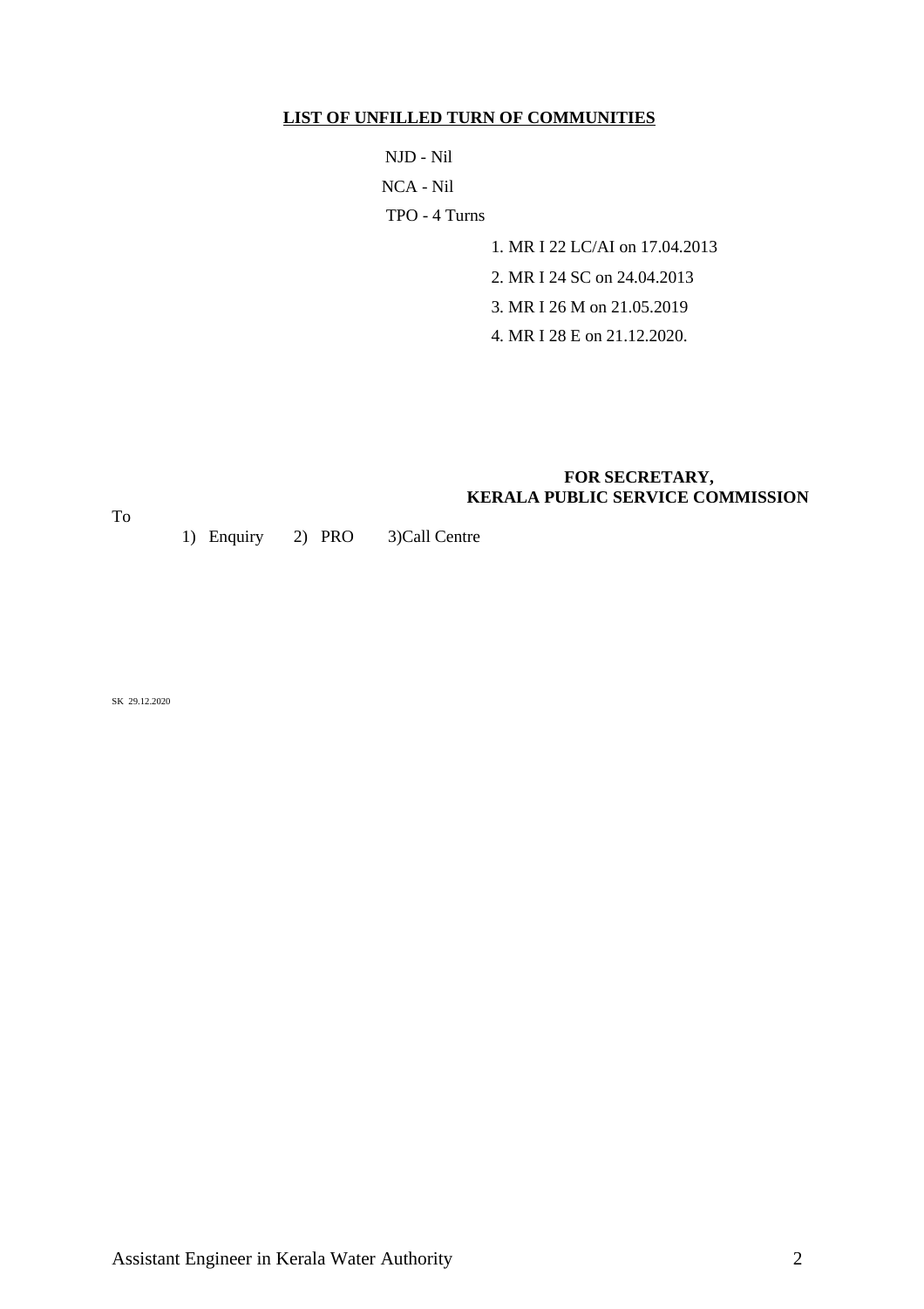**LIST OF UNFILLED TURN OF COMMUNITIES**

NJD - Nil

NCA - Nil

TPO - 4 Turns

1. MR I 22 LC/AI on 17.04.2013
2. MR I 24 SC on 24.04.2013
3. MR I 26 M on 21.05.2019
4. MR I 28 E on 21.12.2020.

**FOR SECRETARY,**
**KERALA PUBLIC SERVICE COMMISSION**

To

1) Enquiry 2) PRO 3)Call Centre

SK 29.12.2020